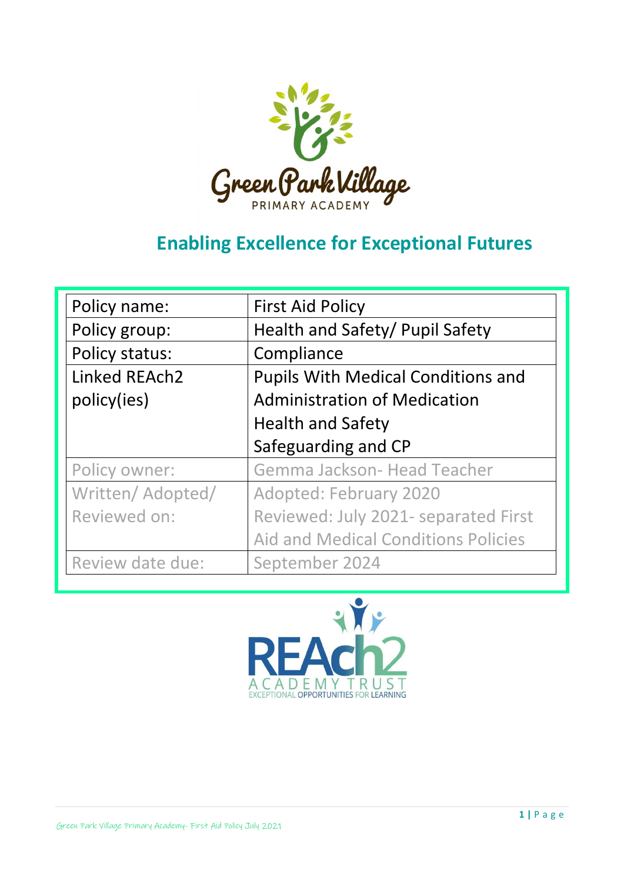Green Park Village
PRIMARY ACADEMY

## Enabling Excellence for Exceptional Futures

| | |
|---|---|
| Policy name: | First Aid Policy |
| Policy group: | Health and Safety/ Pupil Safety |
| Policy status: | Compliance |
| Linked REAch2 policy(ies) | Pupils With Medical Conditions and Administration of Medication<br>Health and Safety<br>Safeguarding and CP |
| Policy owner: | Gemma Jackson- Head Teacher |
| Written/ Adopted/ Reviewed on: | Adopted: February 2020<br>Reviewed: July 2021- separated First Aid and Medical Conditions Policies |
| Review date due: | September 2024 |

REAch2
ACADEMY TRUST
EXCEPTIONAL OPPORTUNITIES FOR LEARNING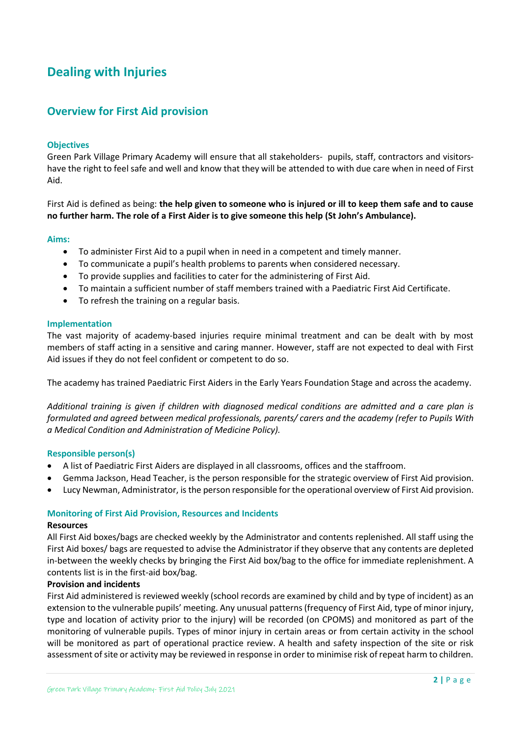# Dealing with Injuries

## Overview for First Aid provision

### Objectives

Green Park Village Primary Academy will ensure that all stakeholders- pupils, staff, contractors and visitors- have the right to feel safe and well and know that they will be attended to with due care when in need of First Aid.

First Aid is defined as being: **the help given to someone who is injured or ill to keep them safe and to cause no further harm. The role of a First Aider is to give someone this help (St John's Ambulance).**

### Aims:

- To administer First Aid to a pupil when in need in a competent and timely manner.
- To communicate a pupil's health problems to parents when considered necessary.
- To provide supplies and facilities to cater for the administering of First Aid.
- To maintain a sufficient number of staff members trained with a Paediatric First Aid Certificate.
- To refresh the training on a regular basis.

### Implementation

The vast majority of academy-based injuries require minimal treatment and can be dealt with by most members of staff acting in a sensitive and caring manner. However, staff are not expected to deal with First Aid issues if they do not feel confident or competent to do so.

The academy has trained Paediatric First Aiders in the Early Years Foundation Stage and across the academy.

*Additional training is given if children with diagnosed medical conditions are admitted and a care plan is formulated and agreed between medical professionals, parents/ carers and the academy (refer to Pupils With a Medical Condition and Administration of Medicine Policy).*

### Responsible person(s)

- A list of Paediatric First Aiders are displayed in all classrooms, offices and the staffroom.
- Gemma Jackson, Head Teacher, is the person responsible for the strategic overview of First Aid provision.
- Lucy Newman, Administrator, is the person responsible for the operational overview of First Aid provision.

### Monitoring of First Aid Provision, Resources and Incidents

**Resources**

All First Aid boxes/bags are checked weekly by the Administrator and contents replenished. All staff using the First Aid boxes/ bags are requested to advise the Administrator if they observe that any contents are depleted in-between the weekly checks by bringing the First Aid box/bag to the office for immediate replenishment. A contents list is in the first-aid box/bag.

**Provision and incidents**

First Aid administered is reviewed weekly (school records are examined by child and by type of incident) as an extension to the vulnerable pupils' meeting. Any unusual patterns (frequency of First Aid, type of minor injury, type and location of activity prior to the injury) will be recorded (on CPOMS) and monitored as part of the monitoring of vulnerable pupils. Types of minor injury in certain areas or from certain activity in the school will be monitored as part of operational practice review. A health and safety inspection of the site or risk assessment of site or activity may be reviewed in response in order to minimise risk of repeat harm to children.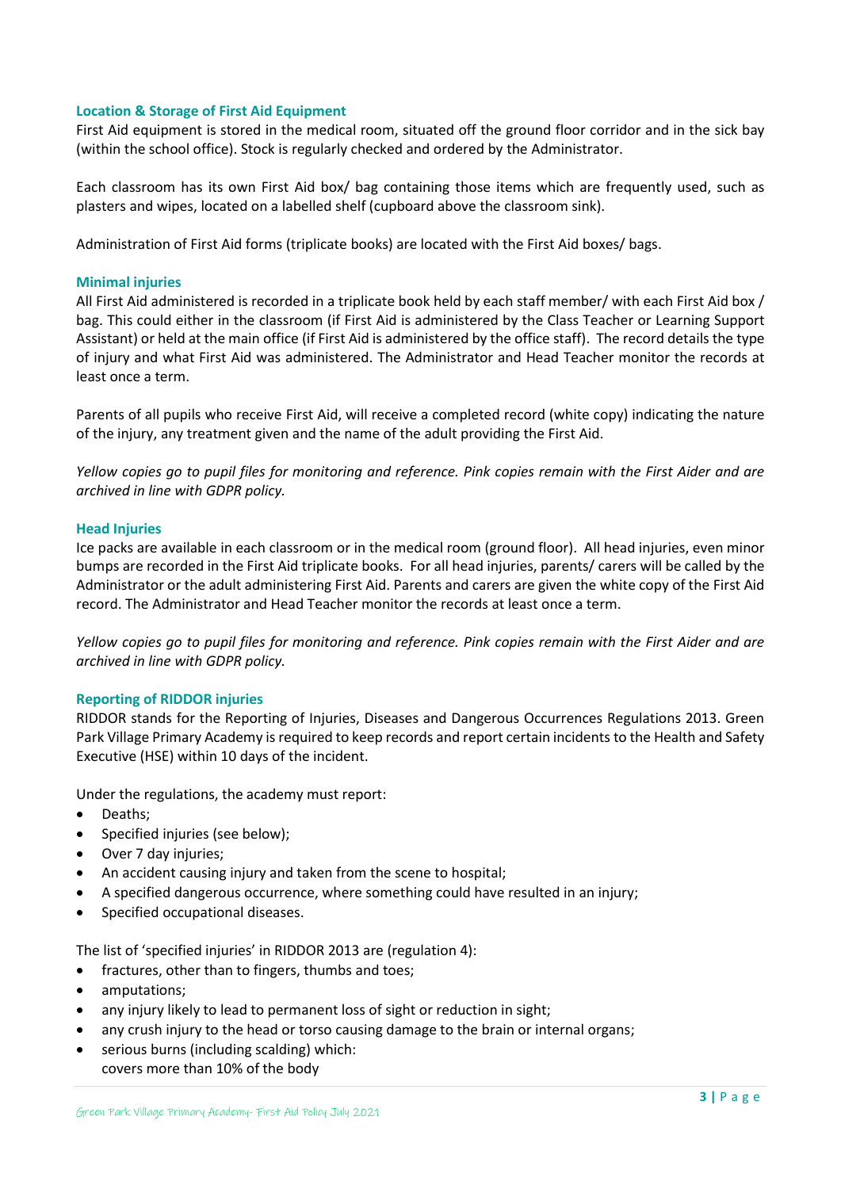### Location & Storage of First Aid Equipment

First Aid equipment is stored in the medical room, situated off the ground floor corridor and in the sick bay (within the school office). Stock is regularly checked and ordered by the Administrator.

Each classroom has its own First Aid box/ bag containing those items which are frequently used, such as plasters and wipes, located on a labelled shelf (cupboard above the classroom sink).

Administration of First Aid forms (triplicate books) are located with the First Aid boxes/ bags.

### Minimal injuries

All First Aid administered is recorded in a triplicate book held by each staff member/ with each First Aid box / bag. This could either in the classroom (if First Aid is administered by the Class Teacher or Learning Support Assistant) or held at the main office (if First Aid is administered by the office staff). The record details the type of injury and what First Aid was administered. The Administrator and Head Teacher monitor the records at least once a term.

Parents of all pupils who receive First Aid, will receive a completed record (white copy) indicating the nature of the injury, any treatment given and the name of the adult providing the First Aid.

*Yellow copies go to pupil files for monitoring and reference. Pink copies remain with the First Aider and are archived in line with GDPR policy.*

### Head Injuries

Ice packs are available in each classroom or in the medical room (ground floor). All head injuries, even minor bumps are recorded in the First Aid triplicate books. For all head injuries, parents/ carers will be called by the Administrator or the adult administering First Aid. Parents and carers are given the white copy of the First Aid record. The Administrator and Head Teacher monitor the records at least once a term.

*Yellow copies go to pupil files for monitoring and reference. Pink copies remain with the First Aider and are archived in line with GDPR policy.*

### Reporting of RIDDOR injuries

RIDDOR stands for the Reporting of Injuries, Diseases and Dangerous Occurrences Regulations 2013. Green Park Village Primary Academy is required to keep records and report certain incidents to the Health and Safety Executive (HSE) within 10 days of the incident.

Under the regulations, the academy must report:

- Deaths;
- Specified injuries (see below);
- Over 7 day injuries;
- An accident causing injury and taken from the scene to hospital;
- A specified dangerous occurrence, where something could have resulted in an injury;
- Specified occupational diseases.

The list of 'specified injuries' in RIDDOR 2013 are (regulation 4):

- fractures, other than to fingers, thumbs and toes;
- amputations;
- any injury likely to lead to permanent loss of sight or reduction in sight;
- any crush injury to the head or torso causing damage to the brain or internal organs;
- serious burns (including scalding) which:
  covers more than 10% of the body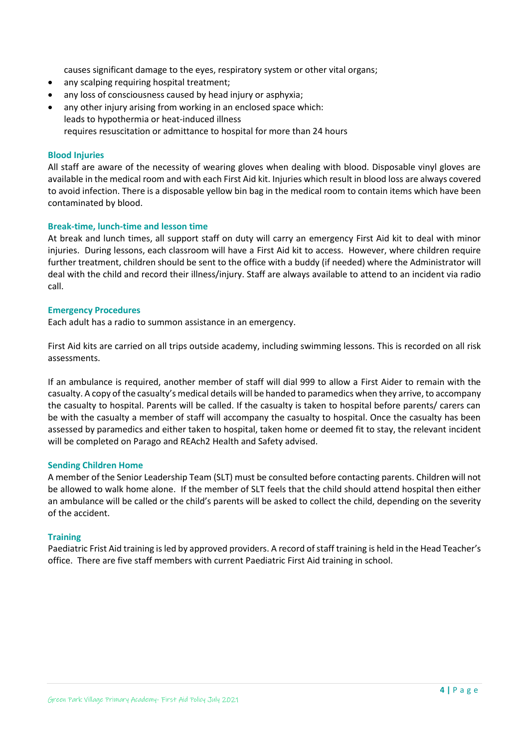causes significant damage to the eyes, respiratory system or other vital organs;

- any scalping requiring hospital treatment;
- any loss of consciousness caused by head injury or asphyxia;
- any other injury arising from working in an enclosed space which:
  leads to hypothermia or heat-induced illness
  requires resuscitation or admittance to hospital for more than 24 hours

### Blood Injuries

All staff are aware of the necessity of wearing gloves when dealing with blood. Disposable vinyl gloves are available in the medical room and with each First Aid kit. Injuries which result in blood loss are always covered to avoid infection. There is a disposable yellow bin bag in the medical room to contain items which have been contaminated by blood.

### Break-time, lunch-time and lesson time

At break and lunch times, all support staff on duty will carry an emergency First Aid kit to deal with minor injuries. During lessons, each classroom will have a First Aid kit to access. However, where children require further treatment, children should be sent to the office with a buddy (if needed) where the Administrator will deal with the child and record their illness/injury. Staff are always available to attend to an incident via radio call.

### Emergency Procedures

Each adult has a radio to summon assistance in an emergency.

First Aid kits are carried on all trips outside academy, including swimming lessons. This is recorded on all risk assessments.

If an ambulance is required, another member of staff will dial 999 to allow a First Aider to remain with the casualty. A copy of the casualty's medical details will be handed to paramedics when they arrive, to accompany the casualty to hospital. Parents will be called. If the casualty is taken to hospital before parents/ carers can be with the casualty a member of staff will accompany the casualty to hospital. Once the casualty has been assessed by paramedics and either taken to hospital, taken home or deemed fit to stay, the relevant incident will be completed on Parago and REAch2 Health and Safety advised.

### Sending Children Home

A member of the Senior Leadership Team (SLT) must be consulted before contacting parents. Children will not be allowed to walk home alone. If the member of SLT feels that the child should attend hospital then either an ambulance will be called or the child's parents will be asked to collect the child, depending on the severity of the accident.

### Training

Paediatric Frist Aid training is led by approved providers. A record of staff training is held in the Head Teacher's office. There are five staff members with current Paediatric First Aid training in school.